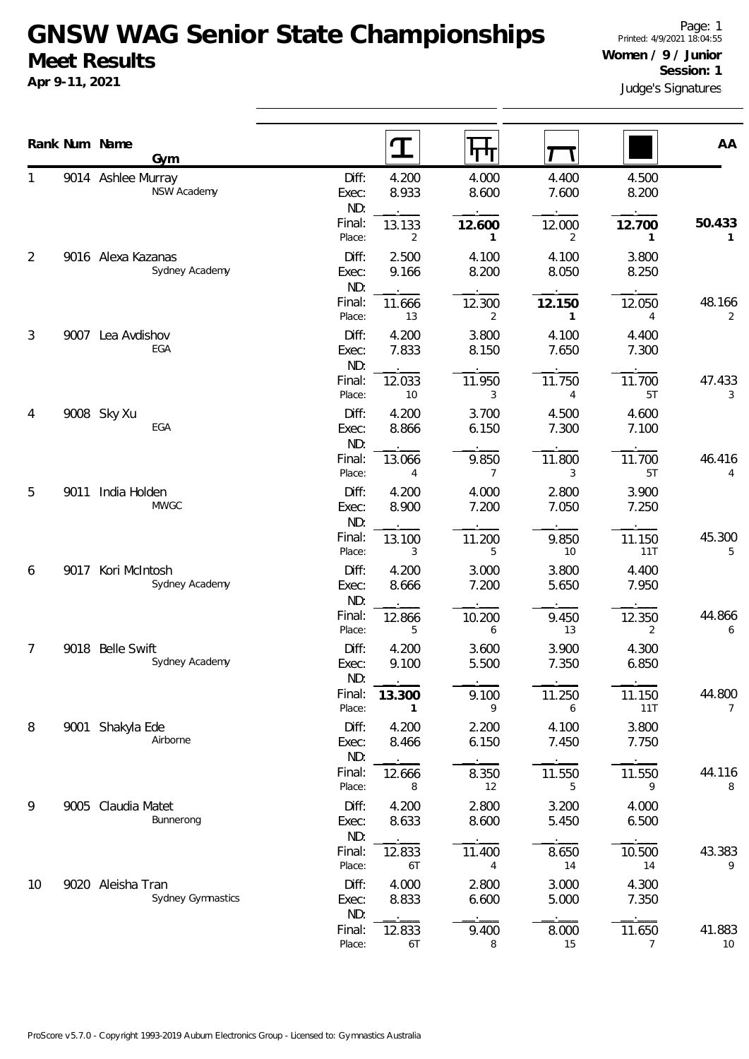# GNSW WAG Senior State Championships

## Meet Results

**Apr 9-11, 2021**

Printed: 4/9/2021 18:04:55

**Women / 9 / Junior**

**Session: 1**

Judge's Signatures

| Rank | Num | Name / Gym | | Vault | Bars | Beam | Floor | AA |
|---|---|---|---|---|---|---|---|---|
| 1 | 9014 | Ashlee Murray | Diff: | 4.200 | 4.000 | 4.400 | 4.500 | |
| | | NSW Academy | Exec: | 8.933 | 8.600 | 7.600 | 8.200 | |
| | | | ND: | . | . | . | . | |
| | | | Final: | 13.133 | **12.600** | 12.000 | **12.700** | **50.433** |
| | | | Place: | 2 | **1** | 2 | **1** | **1** |
| 2 | 9016 | Alexa Kazanas | Diff: | 2.500 | 4.100 | 4.100 | 3.800 | |
| | | Sydney Academy | Exec: | 9.166 | 8.200 | 8.050 | 8.250 | |
| | | | ND: | . | . | . | . | |
| | | | Final: | 11.666 | 12.300 | **12.150** | 12.050 | 48.166 |
| | | | Place: | 13 | 2 | **1** | 4 | 2 |
| 3 | 9007 | Lea Avdishov | Diff: | 4.200 | 3.800 | 4.100 | 4.400 | |
| | | EGA | Exec: | 7.833 | 8.150 | 7.650 | 7.300 | |
| | | | ND: | . | . | . | . | |
| | | | Final: | 12.033 | 11.950 | 11.750 | 11.700 | 47.433 |
| | | | Place: | 10 | 3 | 4 | 5T | 3 |
| 4 | 9008 | Sky Xu | Diff: | 4.200 | 3.700 | 4.500 | 4.600 | |
| | | EGA | Exec: | 8.866 | 6.150 | 7.300 | 7.100 | |
| | | | ND: | . | . | . | . | |
| | | | Final: | 13.066 | 9.850 | 11.800 | 11.700 | 46.416 |
| | | | Place: | 4 | 7 | 3 | 5T | 4 |
| 5 | 9011 | India Holden | Diff: | 4.200 | 4.000 | 2.800 | 3.900 | |
| | | MWGC | Exec: | 8.900 | 7.200 | 7.050 | 7.250 | |
| | | | ND: | . | . | . | . | |
| | | | Final: | 13.100 | 11.200 | 9.850 | 11.150 | 45.300 |
| | | | Place: | 3 | 5 | 10 | 11T | 5 |
| 6 | 9017 | Kori McIntosh | Diff: | 4.200 | 3.000 | 3.800 | 4.400 | |
| | | Sydney Academy | Exec: | 8.666 | 7.200 | 5.650 | 7.950 | |
| | | | ND: | . | . | . | . | |
| | | | Final: | 12.866 | 10.200 | 9.450 | 12.350 | 44.866 |
| | | | Place: | 5 | 6 | 13 | 2 | 6 |
| 7 | 9018 | Belle Swift | Diff: | 4.200 | 3.600 | 3.900 | 4.300 | |
| | | Sydney Academy | Exec: | 9.100 | 5.500 | 7.350 | 6.850 | |
| | | | ND: | . | . | . | . | |
| | | | Final: | **13.300** | 9.100 | 11.250 | 11.150 | 44.800 |
| | | | Place: | **1** | 9 | 6 | 11T | 7 |
| 8 | 9001 | Shakyla Ede | Diff: | 4.200 | 2.200 | 4.100 | 3.800 | |
| | | Airborne | Exec: | 8.466 | 6.150 | 7.450 | 7.750 | |
| | | | ND: | . | . | . | . | |
| | | | Final: | 12.666 | 8.350 | 11.550 | 11.550 | 44.116 |
| | | | Place: | 8 | 12 | 5 | 9 | 8 |
| 9 | 9005 | Claudia Matet | Diff: | 4.200 | 2.800 | 3.200 | 4.000 | |
| | | Bunnerong | Exec: | 8.633 | 8.600 | 5.450 | 6.500 | |
| | | | ND: | . | . | . | . | |
| | | | Final: | 12.833 | 11.400 | 8.650 | 10.500 | 43.383 |
| | | | Place: | 6T | 4 | 14 | 14 | 9 |
| 10 | 9020 | Aleisha Tran | Diff: | 4.000 | 2.800 | 3.000 | 4.300 | |
| | | Sydney Gymnastics | Exec: | 8.833 | 6.600 | 5.000 | 7.350 | |
| | | | ND: | . | . | . | . | |
| | | | Final: | 12.833 | 9.400 | 8.000 | 11.650 | 41.883 |
| | | | Place: | 6T | 8 | 15 | 7 | 10 |

ProScore v5.7.0 - Copyright 1993-2019 Auburn Electronics Group - Licensed to: Gymnastics Australia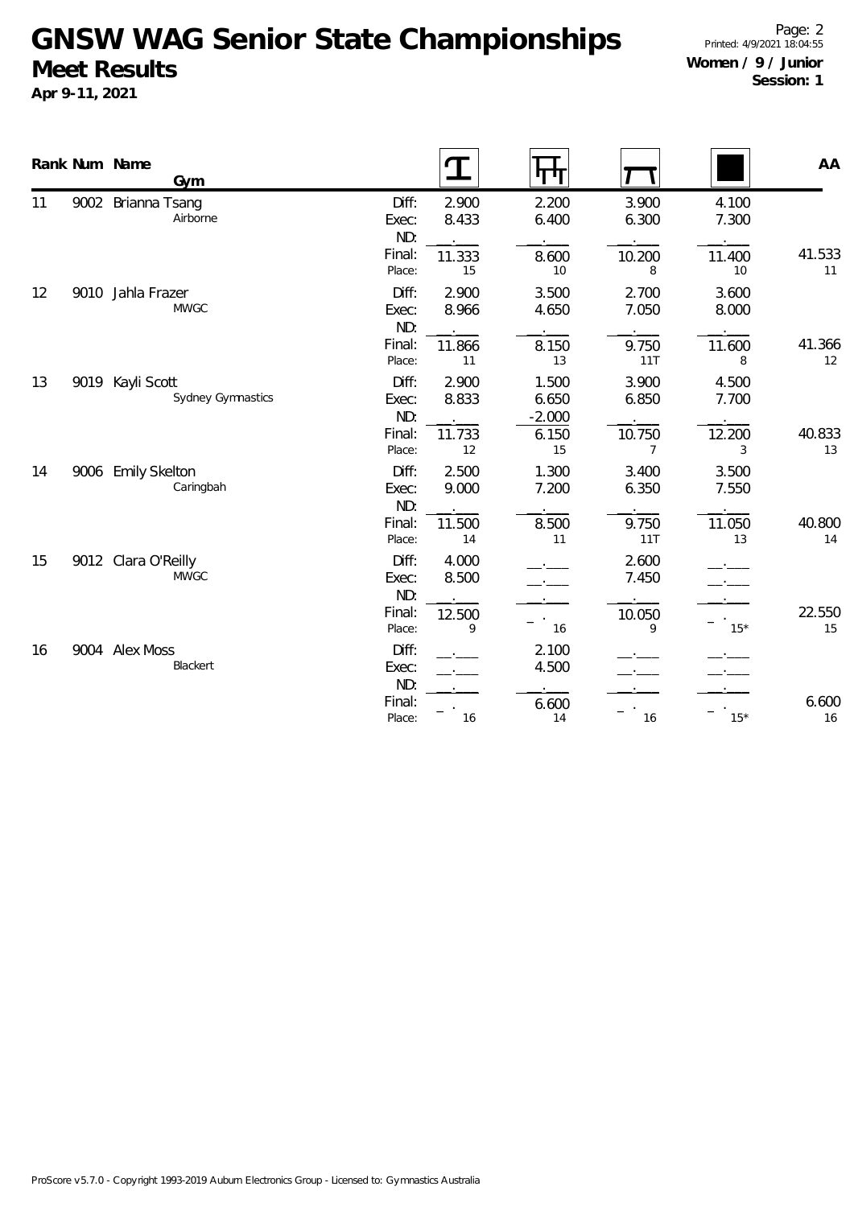# GNSW WAG Senior State Championships

## Meet Results

**Apr 9-11, 2021**

Printed: 4/9/2021 18:04:55

**Women / 9 / Junior**
**Session: 1**

| Rank | Num | Name / Gym | | Vault | Bars | Beam | Floor | AA |
|---|---|---|---|---|---|---|---|---|
| 11 | 9002 | Brianna Tsang<br>Airborne | Diff: | 2.900 | 2.200 | 3.900 | 4.100 | |
| | | | Exec: | 8.433 | 6.400 | 6.300 | 7.300 | |
| | | | ND: | . | . | . | . | |
| | | | Final: | 11.333 | 8.600 | 10.200 | 11.400 | 41.533 |
| | | | Place: | 15 | 10 | 8 | 10 | 11 |
| 12 | 9010 | Jahla Frazer<br>MWGC | Diff: | 2.900 | 3.500 | 2.700 | 3.600 | |
| | | | Exec: | 8.966 | 4.650 | 7.050 | 8.000 | |
| | | | ND: | . | . | . | . | |
| | | | Final: | 11.866 | 8.150 | 9.750 | 11.600 | 41.366 |
| | | | Place: | 11 | 13 | 11T | 8 | 12 |
| 13 | 9019 | Kayli Scott<br>Sydney Gymnastics | Diff: | 2.900 | 1.500 | 3.900 | 4.500 | |
| | | | Exec: | 8.833 | 6.650 | 6.850 | 7.700 | |
| | | | ND: | . | -2.000 | . | . | |
| | | | Final: | 11.733 | 6.150 | 10.750 | 12.200 | 40.833 |
| | | | Place: | 12 | 15 | 7 | 3 | 13 |
| 14 | 9006 | Emily Skelton<br>Caringbah | Diff: | 2.500 | 1.300 | 3.400 | 3.500 | |
| | | | Exec: | 9.000 | 7.200 | 6.350 | 7.550 | |
| | | | ND: | . | . | . | . | |
| | | | Final: | 11.500 | 8.500 | 9.750 | 11.050 | 40.800 |
| | | | Place: | 14 | 11 | 11T | 13 | 14 |
| 15 | 9012 | Clara O'Reilly<br>MWGC | Diff: | 4.000 | . | 2.600 | . | |
| | | | Exec: | 8.500 | . | 7.450 | . | |
| | | | ND: | . | . | . | . | |
| | | | Final: | 12.500 | . | 10.050 | . | 22.550 |
| | | | Place: | 9 | 16 | 9 | 15* | 15 |
| 16 | 9004 | Alex Moss<br>Blackert | Diff: | . | 2.100 | . | . | |
| | | | Exec: | . | 4.500 | . | . | |
| | | | ND: | . | . | . | . | |
| | | | Final: | . | 6.600 | . | . | 6.600 |
| | | | Place: | 16 | 14 | 16 | 15* | 16 |

ProScore v5.7.0 - Copyright 1993-2019 Auburn Electronics Group - Licensed to: Gymnastics Australia